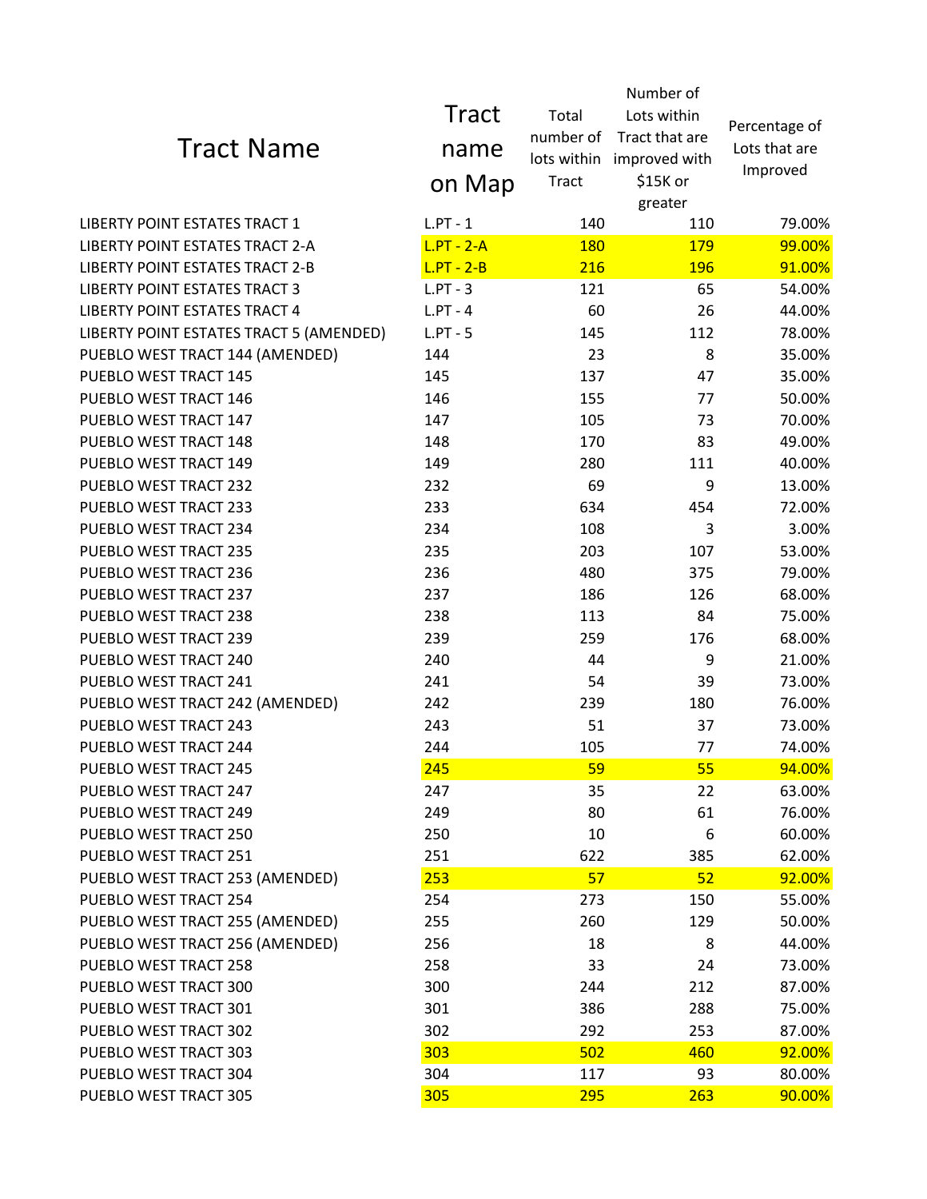| Tract Name | Tract name on Map | Total number of lots within Tract | Number of Lots within Tract that are improved with $15K or greater | Percentage of Lots that are Improved |
|---|---|---|---|---|
| LIBERTY POINT ESTATES TRACT 1 | L.PT - 1 | 140 | 110 | 79.00% |
| LIBERTY POINT ESTATES TRACT 2-A | L.PT - 2-A | 180 | 179 | 99.00% |
| LIBERTY POINT ESTATES TRACT 2-B | L.PT - 2-B | 216 | 196 | 91.00% |
| LIBERTY POINT ESTATES TRACT 3 | L.PT - 3 | 121 | 65 | 54.00% |
| LIBERTY POINT ESTATES TRACT 4 | L.PT - 4 | 60 | 26 | 44.00% |
| LIBERTY POINT ESTATES TRACT 5 (AMENDED) | L.PT - 5 | 145 | 112 | 78.00% |
| PUEBLO WEST TRACT 144 (AMENDED) | 144 | 23 | 8 | 35.00% |
| PUEBLO WEST TRACT 145 | 145 | 137 | 47 | 35.00% |
| PUEBLO WEST TRACT 146 | 146 | 155 | 77 | 50.00% |
| PUEBLO WEST TRACT 147 | 147 | 105 | 73 | 70.00% |
| PUEBLO WEST TRACT 148 | 148 | 170 | 83 | 49.00% |
| PUEBLO WEST TRACT 149 | 149 | 280 | 111 | 40.00% |
| PUEBLO WEST TRACT 232 | 232 | 69 | 9 | 13.00% |
| PUEBLO WEST TRACT 233 | 233 | 634 | 454 | 72.00% |
| PUEBLO WEST TRACT 234 | 234 | 108 | 3 | 3.00% |
| PUEBLO WEST TRACT 235 | 235 | 203 | 107 | 53.00% |
| PUEBLO WEST TRACT 236 | 236 | 480 | 375 | 79.00% |
| PUEBLO WEST TRACT 237 | 237 | 186 | 126 | 68.00% |
| PUEBLO WEST TRACT 238 | 238 | 113 | 84 | 75.00% |
| PUEBLO WEST TRACT 239 | 239 | 259 | 176 | 68.00% |
| PUEBLO WEST TRACT 240 | 240 | 44 | 9 | 21.00% |
| PUEBLO WEST TRACT 241 | 241 | 54 | 39 | 73.00% |
| PUEBLO WEST TRACT 242 (AMENDED) | 242 | 239 | 180 | 76.00% |
| PUEBLO WEST TRACT 243 | 243 | 51 | 37 | 73.00% |
| PUEBLO WEST TRACT 244 | 244 | 105 | 77 | 74.00% |
| PUEBLO WEST TRACT 245 | 245 | 59 | 55 | 94.00% |
| PUEBLO WEST TRACT 247 | 247 | 35 | 22 | 63.00% |
| PUEBLO WEST TRACT 249 | 249 | 80 | 61 | 76.00% |
| PUEBLO WEST TRACT 250 | 250 | 10 | 6 | 60.00% |
| PUEBLO WEST TRACT 251 | 251 | 622 | 385 | 62.00% |
| PUEBLO WEST TRACT 253 (AMENDED) | 253 | 57 | 52 | 92.00% |
| PUEBLO WEST TRACT 254 | 254 | 273 | 150 | 55.00% |
| PUEBLO WEST TRACT 255 (AMENDED) | 255 | 260 | 129 | 50.00% |
| PUEBLO WEST TRACT 256 (AMENDED) | 256 | 18 | 8 | 44.00% |
| PUEBLO WEST TRACT 258 | 258 | 33 | 24 | 73.00% |
| PUEBLO WEST TRACT 300 | 300 | 244 | 212 | 87.00% |
| PUEBLO WEST TRACT 301 | 301 | 386 | 288 | 75.00% |
| PUEBLO WEST TRACT 302 | 302 | 292 | 253 | 87.00% |
| PUEBLO WEST TRACT 303 | 303 | 502 | 460 | 92.00% |
| PUEBLO WEST TRACT 304 | 304 | 117 | 93 | 80.00% |
| PUEBLO WEST TRACT 305 | 305 | 295 | 263 | 90.00% |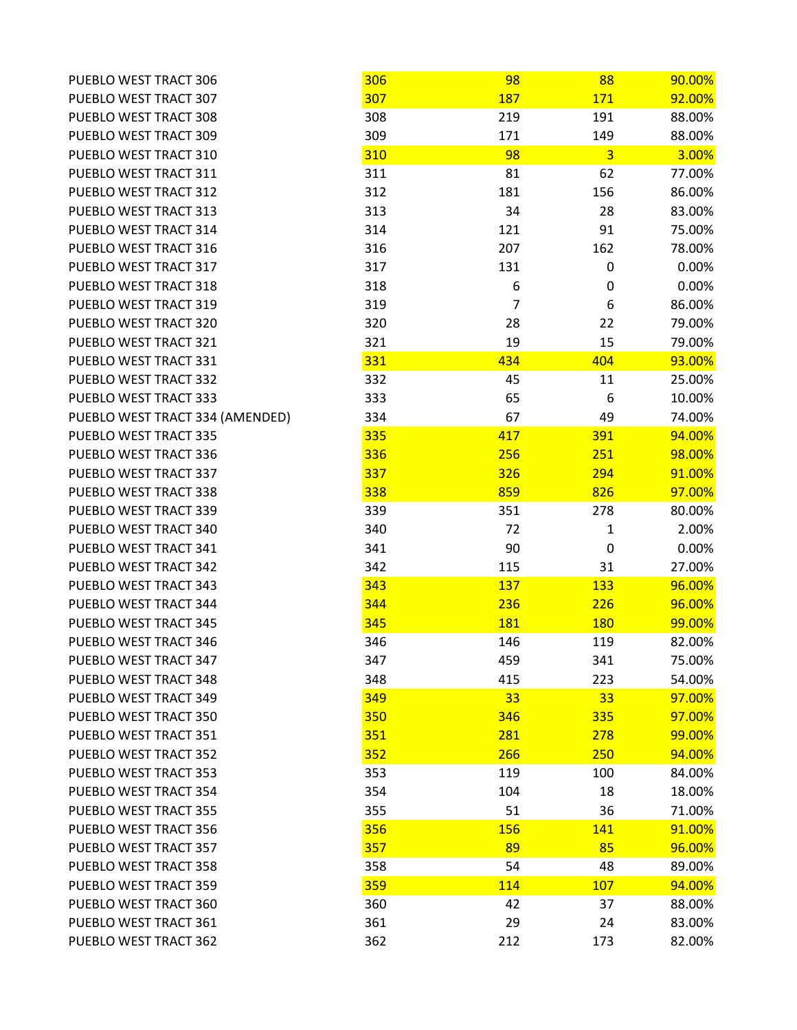| | | | | |
|---|---|---|---|---|
| PUEBLO WEST TRACT 306 | 306 | 98 | 88 | 90.00% |
| PUEBLO WEST TRACT 307 | 307 | 187 | 171 | 92.00% |
| PUEBLO WEST TRACT 308 | 308 | 219 | 191 | 88.00% |
| PUEBLO WEST TRACT 309 | 309 | 171 | 149 | 88.00% |
| PUEBLO WEST TRACT 310 | 310 | 98 | 3 | 3.00% |
| PUEBLO WEST TRACT 311 | 311 | 81 | 62 | 77.00% |
| PUEBLO WEST TRACT 312 | 312 | 181 | 156 | 86.00% |
| PUEBLO WEST TRACT 313 | 313 | 34 | 28 | 83.00% |
| PUEBLO WEST TRACT 314 | 314 | 121 | 91 | 75.00% |
| PUEBLO WEST TRACT 316 | 316 | 207 | 162 | 78.00% |
| PUEBLO WEST TRACT 317 | 317 | 131 | 0 | 0.00% |
| PUEBLO WEST TRACT 318 | 318 | 6 | 0 | 0.00% |
| PUEBLO WEST TRACT 319 | 319 | 7 | 6 | 86.00% |
| PUEBLO WEST TRACT 320 | 320 | 28 | 22 | 79.00% |
| PUEBLO WEST TRACT 321 | 321 | 19 | 15 | 79.00% |
| PUEBLO WEST TRACT 331 | 331 | 434 | 404 | 93.00% |
| PUEBLO WEST TRACT 332 | 332 | 45 | 11 | 25.00% |
| PUEBLO WEST TRACT 333 | 333 | 65 | 6 | 10.00% |
| PUEBLO WEST TRACT 334 (AMENDED) | 334 | 67 | 49 | 74.00% |
| PUEBLO WEST TRACT 335 | 335 | 417 | 391 | 94.00% |
| PUEBLO WEST TRACT 336 | 336 | 256 | 251 | 98.00% |
| PUEBLO WEST TRACT 337 | 337 | 326 | 294 | 91.00% |
| PUEBLO WEST TRACT 338 | 338 | 859 | 826 | 97.00% |
| PUEBLO WEST TRACT 339 | 339 | 351 | 278 | 80.00% |
| PUEBLO WEST TRACT 340 | 340 | 72 | 1 | 2.00% |
| PUEBLO WEST TRACT 341 | 341 | 90 | 0 | 0.00% |
| PUEBLO WEST TRACT 342 | 342 | 115 | 31 | 27.00% |
| PUEBLO WEST TRACT 343 | 343 | 137 | 133 | 96.00% |
| PUEBLO WEST TRACT 344 | 344 | 236 | 226 | 96.00% |
| PUEBLO WEST TRACT 345 | 345 | 181 | 180 | 99.00% |
| PUEBLO WEST TRACT 346 | 346 | 146 | 119 | 82.00% |
| PUEBLO WEST TRACT 347 | 347 | 459 | 341 | 75.00% |
| PUEBLO WEST TRACT 348 | 348 | 415 | 223 | 54.00% |
| PUEBLO WEST TRACT 349 | 349 | 33 | 33 | 97.00% |
| PUEBLO WEST TRACT 350 | 350 | 346 | 335 | 97.00% |
| PUEBLO WEST TRACT 351 | 351 | 281 | 278 | 99.00% |
| PUEBLO WEST TRACT 352 | 352 | 266 | 250 | 94.00% |
| PUEBLO WEST TRACT 353 | 353 | 119 | 100 | 84.00% |
| PUEBLO WEST TRACT 354 | 354 | 104 | 18 | 18.00% |
| PUEBLO WEST TRACT 355 | 355 | 51 | 36 | 71.00% |
| PUEBLO WEST TRACT 356 | 356 | 156 | 141 | 91.00% |
| PUEBLO WEST TRACT 357 | 357 | 89 | 85 | 96.00% |
| PUEBLO WEST TRACT 358 | 358 | 54 | 48 | 89.00% |
| PUEBLO WEST TRACT 359 | 359 | 114 | 107 | 94.00% |
| PUEBLO WEST TRACT 360 | 360 | 42 | 37 | 88.00% |
| PUEBLO WEST TRACT 361 | 361 | 29 | 24 | 83.00% |
| PUEBLO WEST TRACT 362 | 362 | 212 | 173 | 82.00% |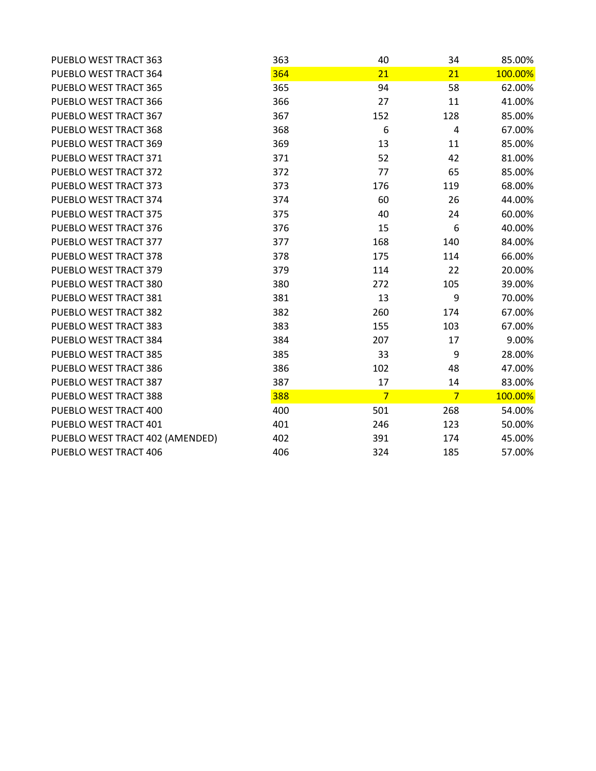| | | | | |
|---|---|---|---|---|
| PUEBLO WEST TRACT 363 | 363 | 40 | 34 | 85.00% |
| PUEBLO WEST TRACT 364 | 364 | 21 | 21 | 100.00% |
| PUEBLO WEST TRACT 365 | 365 | 94 | 58 | 62.00% |
| PUEBLO WEST TRACT 366 | 366 | 27 | 11 | 41.00% |
| PUEBLO WEST TRACT 367 | 367 | 152 | 128 | 85.00% |
| PUEBLO WEST TRACT 368 | 368 | 6 | 4 | 67.00% |
| PUEBLO WEST TRACT 369 | 369 | 13 | 11 | 85.00% |
| PUEBLO WEST TRACT 371 | 371 | 52 | 42 | 81.00% |
| PUEBLO WEST TRACT 372 | 372 | 77 | 65 | 85.00% |
| PUEBLO WEST TRACT 373 | 373 | 176 | 119 | 68.00% |
| PUEBLO WEST TRACT 374 | 374 | 60 | 26 | 44.00% |
| PUEBLO WEST TRACT 375 | 375 | 40 | 24 | 60.00% |
| PUEBLO WEST TRACT 376 | 376 | 15 | 6 | 40.00% |
| PUEBLO WEST TRACT 377 | 377 | 168 | 140 | 84.00% |
| PUEBLO WEST TRACT 378 | 378 | 175 | 114 | 66.00% |
| PUEBLO WEST TRACT 379 | 379 | 114 | 22 | 20.00% |
| PUEBLO WEST TRACT 380 | 380 | 272 | 105 | 39.00% |
| PUEBLO WEST TRACT 381 | 381 | 13 | 9 | 70.00% |
| PUEBLO WEST TRACT 382 | 382 | 260 | 174 | 67.00% |
| PUEBLO WEST TRACT 383 | 383 | 155 | 103 | 67.00% |
| PUEBLO WEST TRACT 384 | 384 | 207 | 17 | 9.00% |
| PUEBLO WEST TRACT 385 | 385 | 33 | 9 | 28.00% |
| PUEBLO WEST TRACT 386 | 386 | 102 | 48 | 47.00% |
| PUEBLO WEST TRACT 387 | 387 | 17 | 14 | 83.00% |
| PUEBLO WEST TRACT 388 | 388 | 7 | 7 | 100.00% |
| PUEBLO WEST TRACT 400 | 400 | 501 | 268 | 54.00% |
| PUEBLO WEST TRACT 401 | 401 | 246 | 123 | 50.00% |
| PUEBLO WEST TRACT 402 (AMENDED) | 402 | 391 | 174 | 45.00% |
| PUEBLO WEST TRACT 406 | 406 | 324 | 185 | 57.00% |